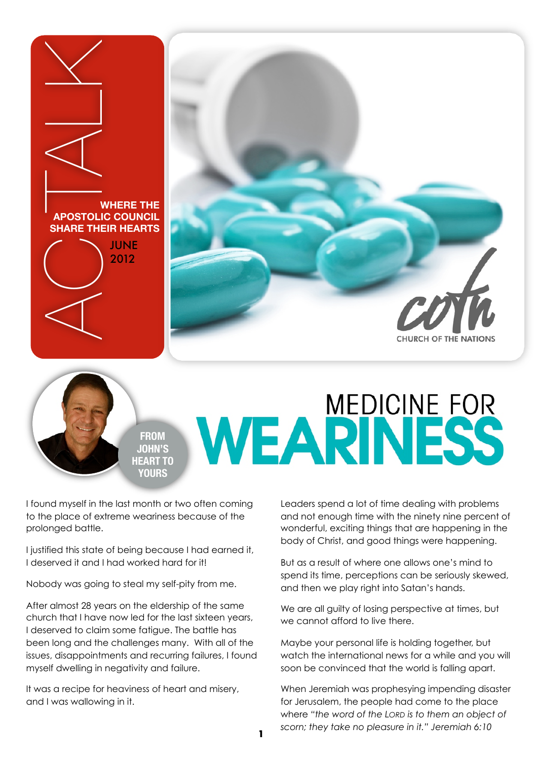# AC TALK

**WHERE THE APOSTOLIC COUNCIL SHARE THEIR HEARTS**

JUNE 2012

coth

CHURCH OF THE NATIONS

**FROM JOHN'S HEART TO YOURS**

# MEDICINE FOR WEARINESS

I found myself in the last month or two often coming to the place of extreme weariness because of the prolonged battle.

I justified this state of being because I had earned it, I deserved it and I had worked hard for it!

Nobody was going to steal my self-pity from me.

After almost 28 years on the eldership of the same church that I have now led for the last sixteen years, I deserved to claim some fatigue. The battle has been long and the challenges many. With all of the issues, disappointments and recurring failures, I found myself dwelling in negativity and failure.

It was a recipe for heaviness of heart and misery, and I was wallowing in it.

Leaders spend a lot of time dealing with problems and not enough time with the ninety nine percent of wonderful, exciting things that are happening in the body of Christ, and good things were happening.

But as a result of where one allows one's mind to spend its time, perceptions can be seriously skewed, and then we play right into Satan's hands.

We are all guilty of losing perspective at times, but we cannot afford to live there.

Maybe your personal life is holding together, but watch the international news for a while and you will soon be convinced that the world is falling apart.

When Jeremiah was prophesying impending disaster for Jerusalem, the people had come to the place where *"the word of the Lord is to them an object of scorn; they take no pleasure in it." Jeremiah 6:10*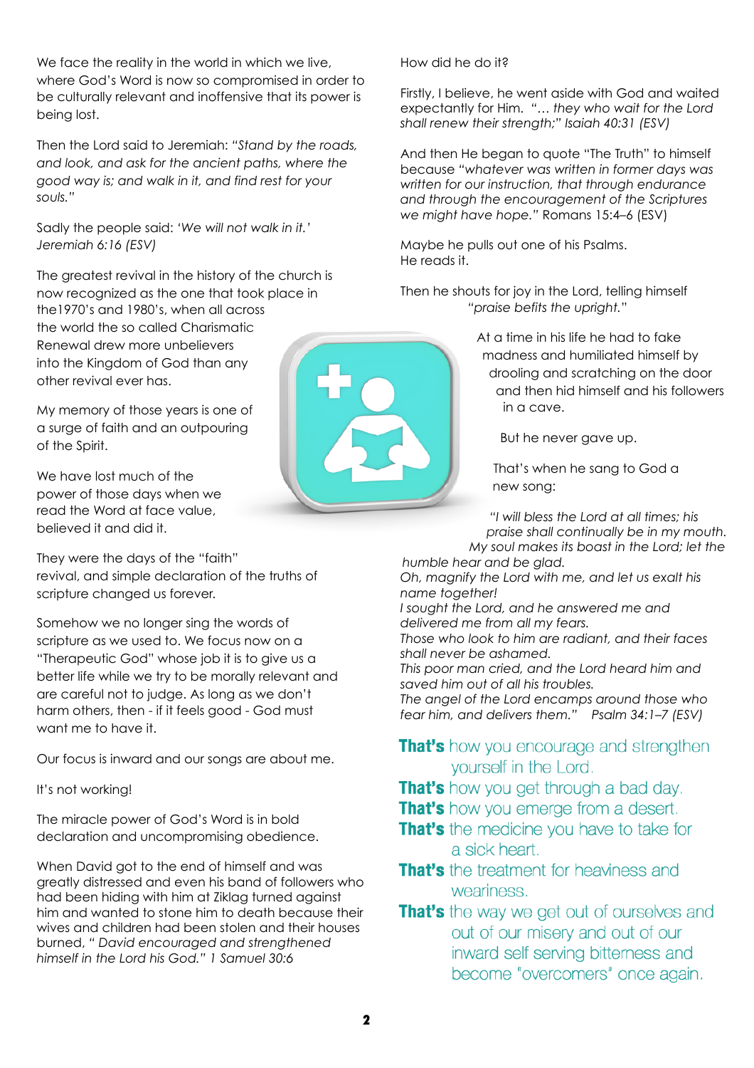We face the reality in the world in which we live, where God's Word is now so compromised in order to be culturally relevant and inoffensive that its power is being lost.

Then the Lord said to Jeremiah: *"Stand by the roads, and look, and ask for the ancient paths, where the good way is; and walk in it, and find rest for your souls."*

Sadly the people said: *'We will not walk in it.' Jeremiah 6:16 (ESV)*

The greatest revival in the history of the church is now recognized as the one that took place in the1970's and 1980's, when all across the world the so called Charismatic Renewal drew more unbelievers into the Kingdom of God than any other revival ever has.

My memory of those years is one of a surge of faith and an outpouring of the Spirit.

We have lost much of the power of those days when we read the Word at face value, believed it and did it.

They were the days of the "faith" revival, and simple declaration of the truths of scripture changed us forever.

Somehow we no longer sing the words of scripture as we used to. We focus now on a "Therapeutic God" whose job it is to give us a better life while we try to be morally relevant and are careful not to judge. As long as we don't harm others, then - if it feels good - God must want me to have it.

Our focus is inward and our songs are about me.

It's not working!

The miracle power of God's Word is in bold declaration and uncompromising obedience.

When David got to the end of himself and was greatly distressed and even his band of followers who had been hiding with him at Ziklag turned against him and wanted to stone him to death because their wives and children had been stolen and their houses burned, *" David encouraged and strengthened himself in the Lord his God." 1 Samuel 30:6*

How did he do it?

Firstly, I believe, he went aside with God and waited expectantly for Him. *"… they who wait for the Lord shall renew their strength;" Isaiah 40:31 (ESV)*

And then He began to quote "The Truth" to himself because *"whatever was written in former days was written for our instruction, that through endurance and through the encouragement of the Scriptures we might have hope."* Romans 15:4–6 (ESV)

Maybe he pulls out one of his Psalms.
He reads it.

Then he shouts for joy in the Lord, telling himself *"praise befits the upright."*

At a time in his life he had to fake madness and humiliated himself by drooling and scratching on the door and then hid himself and his followers in a cave.

But he never gave up.

That's when he sang to God a new song:

*"I will bless the Lord at all times; his praise shall continually be in my mouth.*
*My soul makes its boast in the Lord; let the humble hear and be glad.*
*Oh, magnify the Lord with me, and let us exalt his name together!*
*I sought the Lord, and he answered me and delivered me from all my fears.*
*Those who look to him are radiant, and their faces shall never be ashamed.*
*This poor man cried, and the Lord heard him and saved him out of all his troubles.*
*The angel of the Lord encamps around those who fear him, and delivers them."* Psalm 34:1–7 (ESV)

**That's** how you encourage and strengthen yourself in the Lord.
**That's** how you get through a bad day.
**That's** how you emerge from a desert.
**That's** the medicine you have to take for a sick heart.
**That's** the treatment for heaviness and weariness.
**That's** the way we get out of ourselves and out of our misery and out of our inward self serving bitterness and become "overcomers" once again.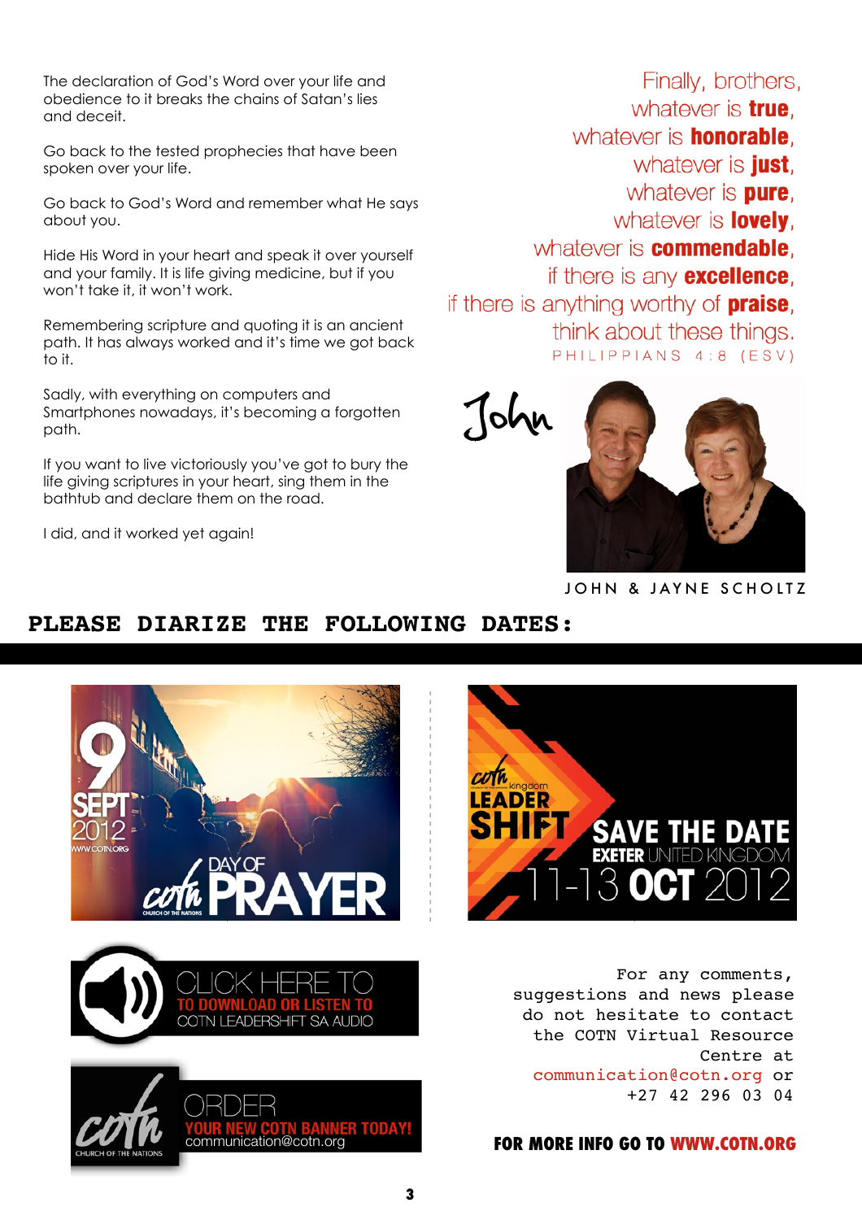The declaration of God's Word over your life and obedience to it breaks the chains of Satan's lies and deceit.

Go back to the tested prophecies that have been spoken over your life.

Go back to God's Word and remember what He says about you.

Hide His Word in your heart and speak it over yourself and your family. It is life giving medicine, but if you won't take it, it won't work.

Remembering scripture and quoting it is an ancient path. It has always worked and it's time we got back to it.

Sadly, with everything on computers and Smartphones nowadays, it's becoming a forgotten path.

If you want to live victoriously you've got to bury the life giving scriptures in your heart, sing them in the bathtub and declare them on the road.

I did, and it worked yet again!

Finally, brothers,
whatever is **true**,
whatever is **honorable**,
whatever is **just**,
whatever is **pure**,
whatever is **lovely**,
whatever is **commendable**,
if there is any **excellence**,
if there is anything worthy of **praise**,
think about these things.
PHILIPPIANS 4:8 (ESV)

John

JOHN & JAYNE SCHOLTZ

## PLEASE DIARIZE THE FOLLOWING DATES:

9 SEPT 2012
WWW.COTN.ORG
COTN DAY OF PRAYER

COTN kingdom LEADER SHIFT
SAVE THE DATE
EXETER UNITED KINGDOM
11-13 OCT 2012

CLICK HERE TO
TO DOWNLOAD OR LISTEN TO
COTN LEADERSHIFT SA AUDIO

ORDER
YOUR NEW COTN BANNER TODAY!
communication@cotn.org

For any comments, suggestions and news please do not hesitate to contact the COTN Virtual Resource Centre at communication@cotn.org or +27 42 296 03 04

**FOR MORE INFO GO TO WWW.COTN.ORG**